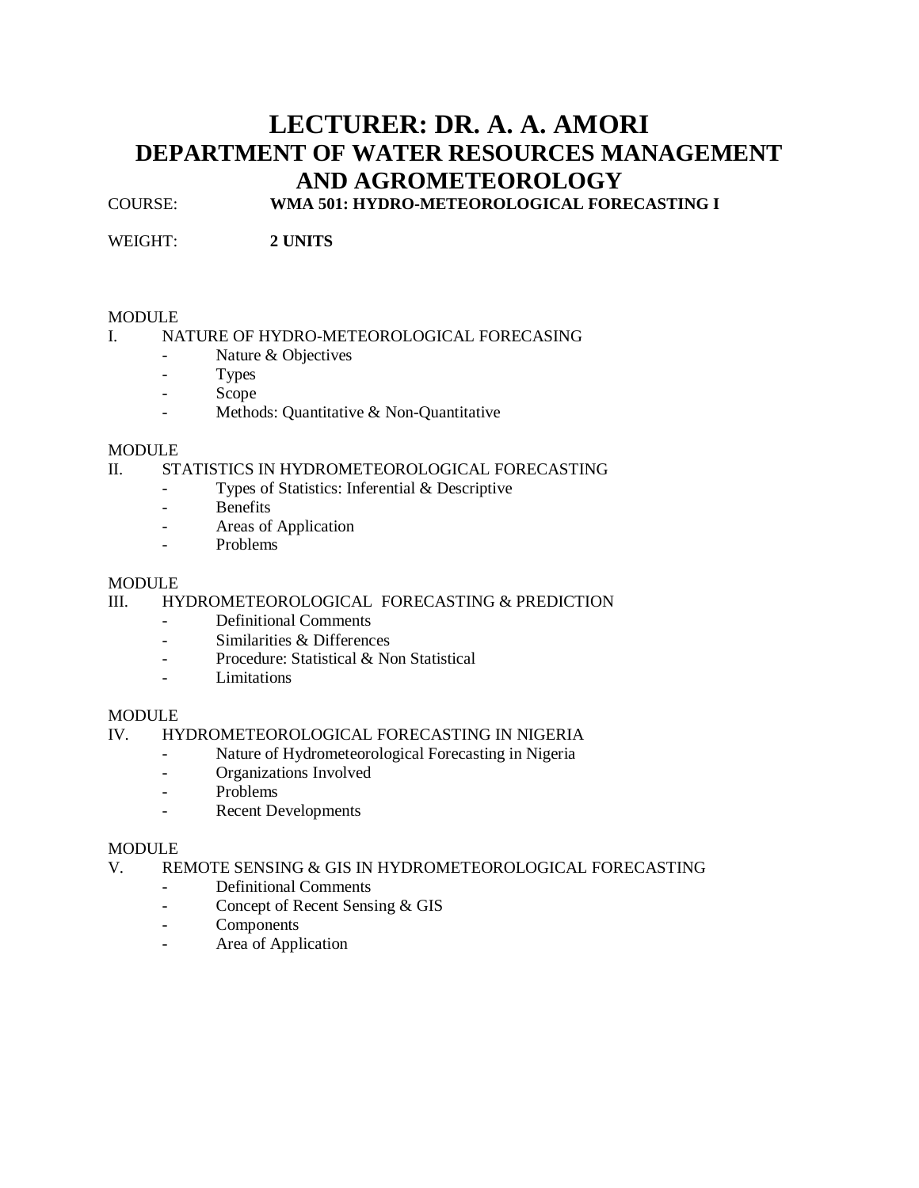# LECTURER: DR. A. A. AMORI

# DEPARTMENT OF WATER RESOURCES MANAGEMENT AND AGROMETEOROLOGY

COURSE: **WMA 501: HYDRO-METEOROLOGICAL FORECASTING I**

WEIGHT: **2 UNITS**

MODULE

I. NATURE OF HYDRO-METEOROLOGICAL FORECASING

- Nature & Objectives
- Types
- Scope
- Methods: Quantitative & Non-Quantitative

MODULE

II. STATISTICS IN HYDROMETEOROLOGICAL FORECASTING

- Types of Statistics: Inferential & Descriptive
- Benefits
- Areas of Application
- Problems

MODULE

III. HYDROMETEOROLOGICAL FORECASTING & PREDICTION

- Definitional Comments
- Similarities & Differences
- Procedure: Statistical & Non Statistical
- Limitations

MODULE

IV. HYDROMETEOROLOGICAL FORECASTING IN NIGERIA

- Nature of Hydrometeorological Forecasting in Nigeria
- Organizations Involved
- Problems
- Recent Developments

MODULE

V. REMOTE SENSING & GIS IN HYDROMETEOROLOGICAL FORECASTING

- Definitional Comments
- Concept of Recent Sensing & GIS
- Components
- Area of Application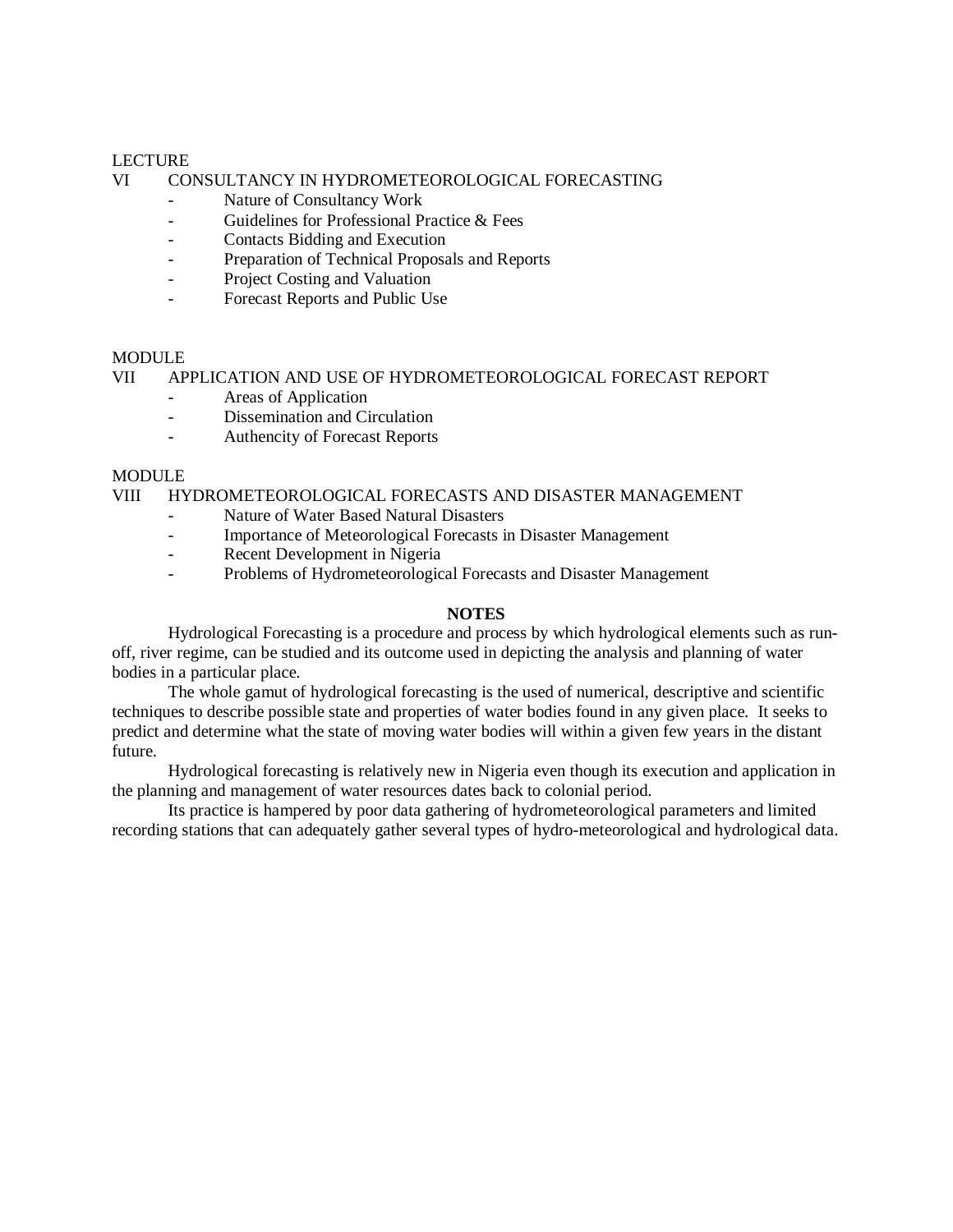LECTURE
VI CONSULTANCY IN HYDROMETEOROLOGICAL FORECASTING

- Nature of Consultancy Work
- Guidelines for Professional Practice & Fees
- Contacts Bidding and Execution
- Preparation of Technical Proposals and Reports
- Project Costing and Valuation
- Forecast Reports and Public Use

MODULE
VII APPLICATION AND USE OF HYDROMETEOROLOGICAL FORECAST REPORT

- Areas of Application
- Dissemination and Circulation
- Authencity of Forecast Reports

MODULE
VIII HYDROMETEOROLOGICAL FORECASTS AND DISASTER MANAGEMENT

- Nature of Water Based Natural Disasters
- Importance of Meteorological Forecasts in Disaster Management
- Recent Development in Nigeria
- Problems of Hydrometeorological Forecasts and Disaster Management

**NOTES**

Hydrological Forecasting is a procedure and process by which hydrological elements such as run-off, river regime, can be studied and its outcome used in depicting the analysis and planning of water bodies in a particular place.

The whole gamut of hydrological forecasting is the used of numerical, descriptive and scientific techniques to describe possible state and properties of water bodies found in any given place. It seeks to predict and determine what the state of moving water bodies will within a given few years in the distant future.

Hydrological forecasting is relatively new in Nigeria even though its execution and application in the planning and management of water resources dates back to colonial period.

Its practice is hampered by poor data gathering of hydrometeorological parameters and limited recording stations that can adequately gather several types of hydro-meteorological and hydrological data.